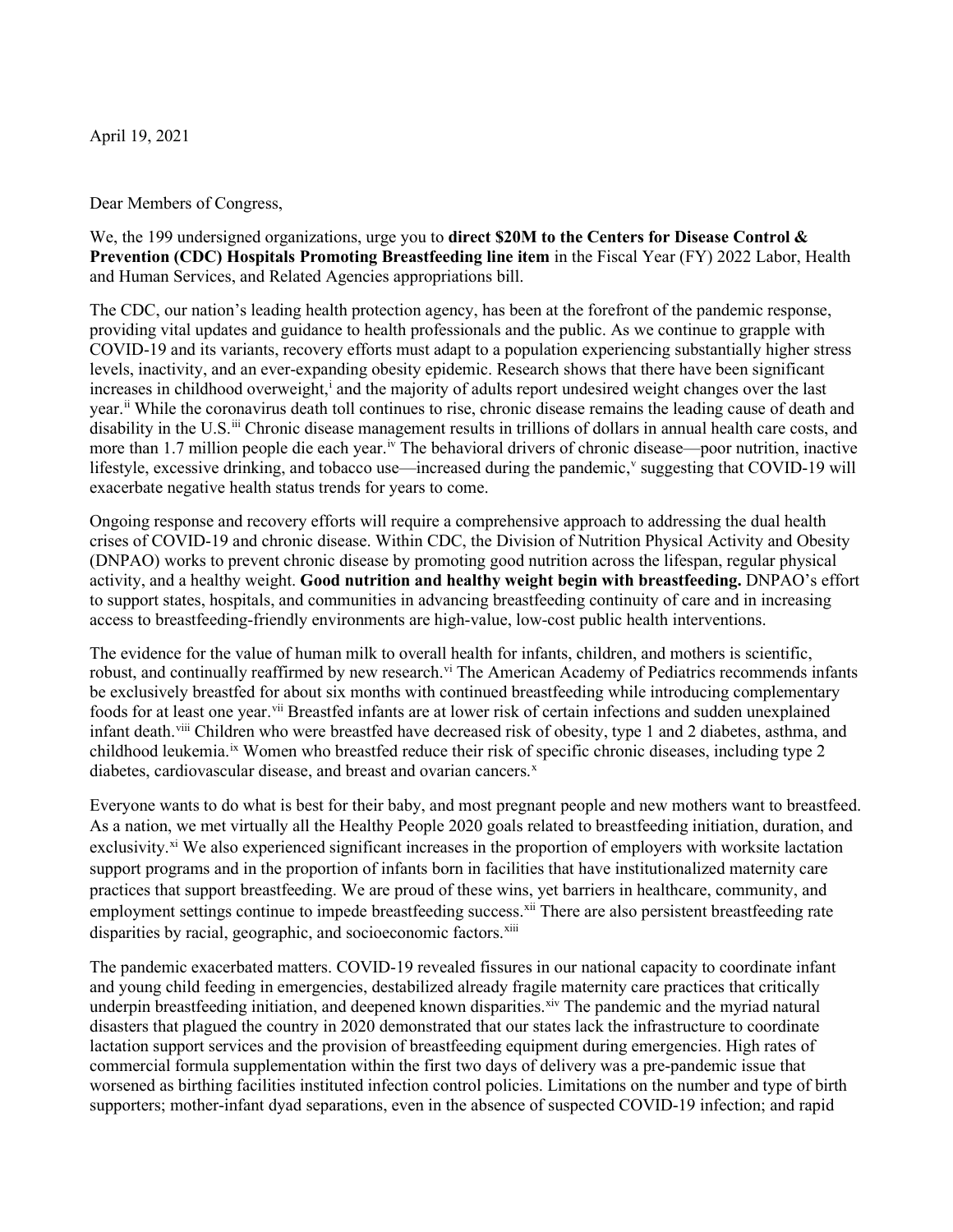April 19, 2021

Dear Members of Congress,

We, the 199 undersigned organizations, urge you to **direct $20M to the Centers for Disease Control & Prevention (CDC) Hospitals Promoting Breastfeeding line item** in the Fiscal Year (FY) 2022 Labor, Health and Human Services, and Related Agencies appropriations bill.

The CDC, our nation's leading health protection agency, has been at the forefront of the pandemic response, providing vital updates and guidance to health professionals and the public. As we continue to grapple with COVID-19 and its variants, recovery efforts must adapt to a population experiencing substantially higher stress levels, inactivity, and an ever-expanding obesity epidemic. Research shows that there have been significant increases in childhood overweight,[i] and the majority of adults report undesired weight changes over the last year.[ii] While the coronavirus death toll continues to rise, chronic disease remains the leading cause of death and disability in the U.S.[iii] Chronic disease management results in trillions of dollars in annual health care costs, and more than 1.7 million people die each year.[iv] The behavioral drivers of chronic disease—poor nutrition, inactive lifestyle, excessive drinking, and tobacco use—increased during the pandemic,[v] suggesting that COVID-19 will exacerbate negative health status trends for years to come.

Ongoing response and recovery efforts will require a comprehensive approach to addressing the dual health crises of COVID-19 and chronic disease. Within CDC, the Division of Nutrition Physical Activity and Obesity (DNPAO) works to prevent chronic disease by promoting good nutrition across the lifespan, regular physical activity, and a healthy weight. **Good nutrition and healthy weight begin with breastfeeding.** DNPAO's effort to support states, hospitals, and communities in advancing breastfeeding continuity of care and in increasing access to breastfeeding-friendly environments are high-value, low-cost public health interventions.

The evidence for the value of human milk to overall health for infants, children, and mothers is scientific, robust, and continually reaffirmed by new research.[vi] The American Academy of Pediatrics recommends infants be exclusively breastfed for about six months with continued breastfeeding while introducing complementary foods for at least one year.[vii] Breastfed infants are at lower risk of certain infections and sudden unexplained infant death.[viii] Children who were breastfed have decreased risk of obesity, type 1 and 2 diabetes, asthma, and childhood leukemia.[ix] Women who breastfed reduce their risk of specific chronic diseases, including type 2 diabetes, cardiovascular disease, and breast and ovarian cancers.[x]

Everyone wants to do what is best for their baby, and most pregnant people and new mothers want to breastfeed. As a nation, we met virtually all the Healthy People 2020 goals related to breastfeeding initiation, duration, and exclusivity.[xi] We also experienced significant increases in the proportion of employers with worksite lactation support programs and in the proportion of infants born in facilities that have institutionalized maternity care practices that support breastfeeding. We are proud of these wins, yet barriers in healthcare, community, and employment settings continue to impede breastfeeding success.[xii] There are also persistent breastfeeding rate disparities by racial, geographic, and socioeconomic factors.[xiii]

The pandemic exacerbated matters. COVID-19 revealed fissures in our national capacity to coordinate infant and young child feeding in emergencies, destabilized already fragile maternity care practices that critically underpin breastfeeding initiation, and deepened known disparities.[xiv] The pandemic and the myriad natural disasters that plagued the country in 2020 demonstrated that our states lack the infrastructure to coordinate lactation support services and the provision of breastfeeding equipment during emergencies. High rates of commercial formula supplementation within the first two days of delivery was a pre-pandemic issue that worsened as birthing facilities instituted infection control policies. Limitations on the number and type of birth supporters; mother-infant dyad separations, even in the absence of suspected COVID-19 infection; and rapid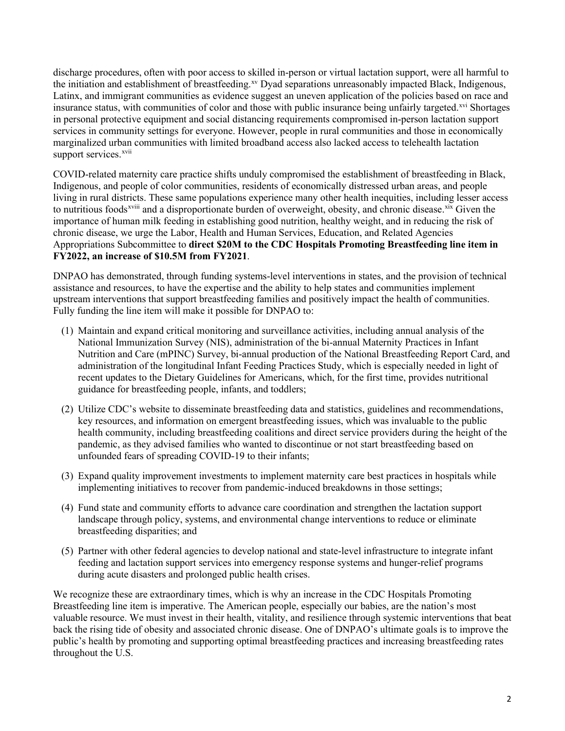discharge procedures, often with poor access to skilled in-person or virtual lactation support, were all harmful to the initiation and establishment of breastfeeding.[xv] Dyad separations unreasonably impacted Black, Indigenous, Latinx, and immigrant communities as evidence suggest an uneven application of the policies based on race and insurance status, with communities of color and those with public insurance being unfairly targeted.[xvi] Shortages in personal protective equipment and social distancing requirements compromised in-person lactation support services in community settings for everyone. However, people in rural communities and those in economically marginalized urban communities with limited broadband access also lacked access to telehealth lactation support services.[xvii]

COVID-related maternity care practice shifts unduly compromised the establishment of breastfeeding in Black, Indigenous, and people of color communities, residents of economically distressed urban areas, and people living in rural districts. These same populations experience many other health inequities, including lesser access to nutritious foods[xviii] and a disproportionate burden of overweight, obesity, and chronic disease.[xix] Given the importance of human milk feeding in establishing good nutrition, healthy weight, and in reducing the risk of chronic disease, we urge the Labor, Health and Human Services, Education, and Related Agencies Appropriations Subcommittee to **direct $20M to the CDC Hospitals Promoting Breastfeeding line item in FY2022, an increase of $10.5M from FY2021**.

DNPAO has demonstrated, through funding systems-level interventions in states, and the provision of technical assistance and resources, to have the expertise and the ability to help states and communities implement upstream interventions that support breastfeeding families and positively impact the health of communities. Fully funding the line item will make it possible for DNPAO to:

(1) Maintain and expand critical monitoring and surveillance activities, including annual analysis of the National Immunization Survey (NIS), administration of the bi-annual Maternity Practices in Infant Nutrition and Care (mPINC) Survey, bi-annual production of the National Breastfeeding Report Card, and administration of the longitudinal Infant Feeding Practices Study, which is especially needed in light of recent updates to the Dietary Guidelines for Americans, which, for the first time, provides nutritional guidance for breastfeeding people, infants, and toddlers;

(2) Utilize CDC's website to disseminate breastfeeding data and statistics, guidelines and recommendations, key resources, and information on emergent breastfeeding issues, which was invaluable to the public health community, including breastfeeding coalitions and direct service providers during the height of the pandemic, as they advised families who wanted to discontinue or not start breastfeeding based on unfounded fears of spreading COVID-19 to their infants;

(3) Expand quality improvement investments to implement maternity care best practices in hospitals while implementing initiatives to recover from pandemic-induced breakdowns in those settings;

(4) Fund state and community efforts to advance care coordination and strengthen the lactation support landscape through policy, systems, and environmental change interventions to reduce or eliminate breastfeeding disparities; and

(5) Partner with other federal agencies to develop national and state-level infrastructure to integrate infant feeding and lactation support services into emergency response systems and hunger-relief programs during acute disasters and prolonged public health crises.

We recognize these are extraordinary times, which is why an increase in the CDC Hospitals Promoting Breastfeeding line item is imperative. The American people, especially our babies, are the nation's most valuable resource. We must invest in their health, vitality, and resilience through systemic interventions that beat back the rising tide of obesity and associated chronic disease. One of DNPAO's ultimate goals is to improve the public's health by promoting and supporting optimal breastfeeding practices and increasing breastfeeding rates throughout the U.S.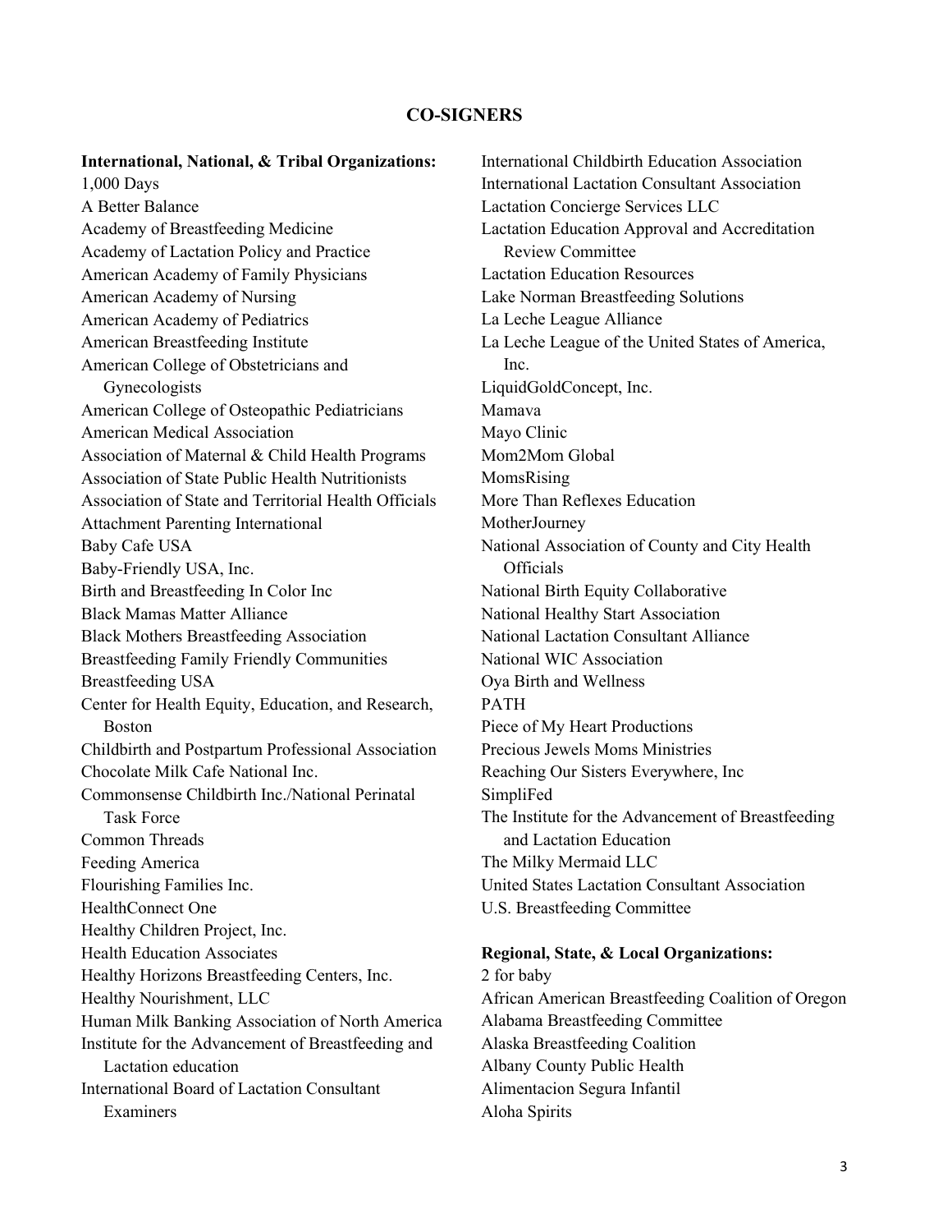## CO-SIGNERS

**International, National, & Tribal Organizations:**

1,000 Days
A Better Balance
Academy of Breastfeeding Medicine
Academy of Lactation Policy and Practice
American Academy of Family Physicians
American Academy of Nursing
American Academy of Pediatrics
American Breastfeeding Institute
American College of Obstetricians and Gynecologists
American College of Osteopathic Pediatricians
American Medical Association
Association of Maternal & Child Health Programs
Association of State Public Health Nutritionists
Association of State and Territorial Health Officials
Attachment Parenting International
Baby Cafe USA
Baby-Friendly USA, Inc.
Birth and Breastfeeding In Color Inc
Black Mamas Matter Alliance
Black Mothers Breastfeeding Association
Breastfeeding Family Friendly Communities
Breastfeeding USA
Center for Health Equity, Education, and Research, Boston
Childbirth and Postpartum Professional Association
Chocolate Milk Cafe National Inc.
Commonsense Childbirth Inc./National Perinatal Task Force
Common Threads
Feeding America
Flourishing Families Inc.
HealthConnect One
Healthy Children Project, Inc.
Health Education Associates
Healthy Horizons Breastfeeding Centers, Inc.
Healthy Nourishment, LLC
Human Milk Banking Association of North America
Institute for the Advancement of Breastfeeding and Lactation education
International Board of Lactation Consultant Examiners
International Childbirth Education Association
International Lactation Consultant Association
Lactation Concierge Services LLC
Lactation Education Approval and Accreditation Review Committee
Lactation Education Resources
Lake Norman Breastfeeding Solutions
La Leche League Alliance
La Leche League of the United States of America, Inc.
LiquidGoldConcept, Inc.
Mamava
Mayo Clinic
Mom2Mom Global
MomsRising
More Than Reflexes Education
MotherJourney
National Association of County and City Health Officials
National Birth Equity Collaborative
National Healthy Start Association
National Lactation Consultant Alliance
National WIC Association
Oya Birth and Wellness
PATH
Piece of My Heart Productions
Precious Jewels Moms Ministries
Reaching Our Sisters Everywhere, Inc
SimpliFed
The Institute for the Advancement of Breastfeeding and Lactation Education
The Milky Mermaid LLC
United States Lactation Consultant Association
U.S. Breastfeeding Committee

**Regional, State, & Local Organizations:**

2 for baby
African American Breastfeeding Coalition of Oregon
Alabama Breastfeeding Committee
Alaska Breastfeeding Coalition
Albany County Public Health
Alimentacion Segura Infantil
Aloha Spirits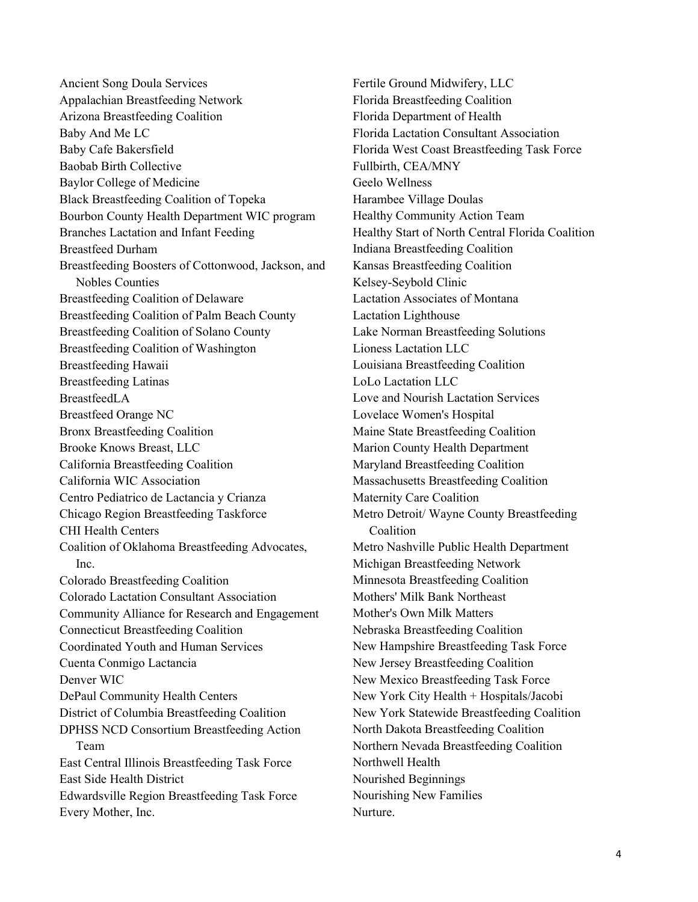Ancient Song Doula Services
Appalachian Breastfeeding Network
Arizona Breastfeeding Coalition
Baby And Me LC
Baby Cafe Bakersfield
Baobab Birth Collective
Baylor College of Medicine
Black Breastfeeding Coalition of Topeka
Bourbon County Health Department WIC program
Branches Lactation and Infant Feeding
Breastfeed Durham
Breastfeeding Boosters of Cottonwood, Jackson, and Nobles Counties
Breastfeeding Coalition of Delaware
Breastfeeding Coalition of Palm Beach County
Breastfeeding Coalition of Solano County
Breastfeeding Coalition of Washington
Breastfeeding Hawaii
Breastfeeding Latinas
BreastfeedLA
Breastfeed Orange NC
Bronx Breastfeeding Coalition
Brooke Knows Breast, LLC
California Breastfeeding Coalition
California WIC Association
Centro Pediatrico de Lactancia y Crianza
Chicago Region Breastfeeding Taskforce
CHI Health Centers
Coalition of Oklahoma Breastfeeding Advocates, Inc.
Colorado Breastfeeding Coalition
Colorado Lactation Consultant Association
Community Alliance for Research and Engagement
Connecticut Breastfeeding Coalition
Coordinated Youth and Human Services
Cuenta Conmigo Lactancia
Denver WIC
DePaul Community Health Centers
District of Columbia Breastfeeding Coalition
DPHSS NCD Consortium Breastfeeding Action Team
East Central Illinois Breastfeeding Task Force
East Side Health District
Edwardsville Region Breastfeeding Task Force
Every Mother, Inc.
Fertile Ground Midwifery, LLC
Florida Breastfeeding Coalition
Florida Department of Health
Florida Lactation Consultant Association
Florida West Coast Breastfeeding Task Force
Fullbirth, CEA/MNY
Geelo Wellness
Harambee Village Doulas
Healthy Community Action Team
Healthy Start of North Central Florida Coalition
Indiana Breastfeeding Coalition
Kansas Breastfeeding Coalition
Kelsey-Seybold Clinic
Lactation Associates of Montana
Lactation Lighthouse
Lake Norman Breastfeeding Solutions
Lioness Lactation LLC
Louisiana Breastfeeding Coalition
LoLo Lactation LLC
Love and Nourish Lactation Services
Lovelace Women's Hospital
Maine State Breastfeeding Coalition
Marion County Health Department
Maryland Breastfeeding Coalition
Massachusetts Breastfeeding Coalition
Maternity Care Coalition
Metro Detroit/ Wayne County Breastfeeding Coalition
Metro Nashville Public Health Department
Michigan Breastfeeding Network
Minnesota Breastfeeding Coalition
Mothers' Milk Bank Northeast
Mother's Own Milk Matters
Nebraska Breastfeeding Coalition
New Hampshire Breastfeeding Task Force
New Jersey Breastfeeding Coalition
New Mexico Breastfeeding Task Force
New York City Health + Hospitals/Jacobi
New York Statewide Breastfeeding Coalition
North Dakota Breastfeeding Coalition
Northern Nevada Breastfeeding Coalition
Northwell Health
Nourished Beginnings
Nourishing New Families
Nurture.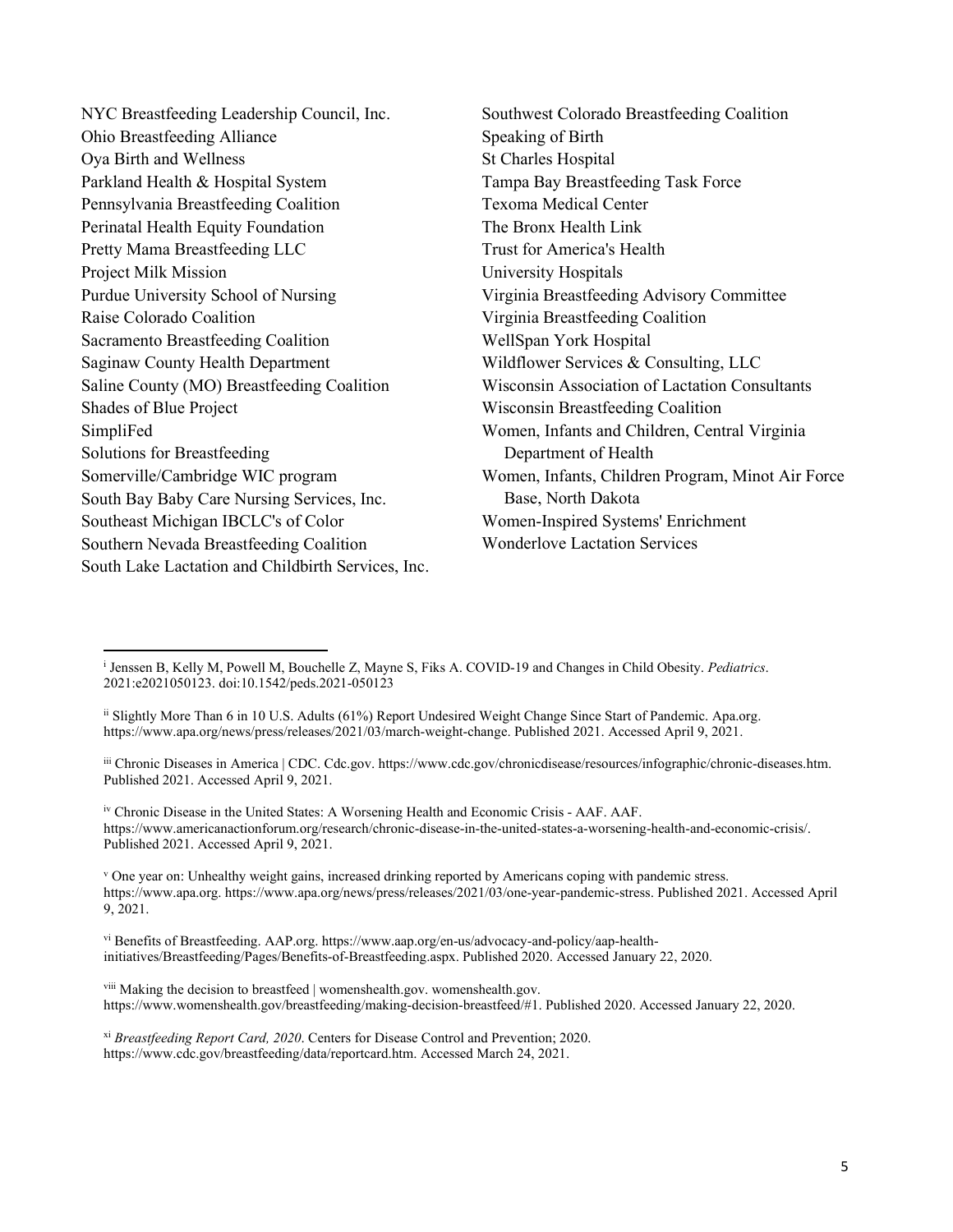NYC Breastfeeding Leadership Council, Inc.
Ohio Breastfeeding Alliance
Oya Birth and Wellness
Parkland Health & Hospital System
Pennsylvania Breastfeeding Coalition
Perinatal Health Equity Foundation
Pretty Mama Breastfeeding LLC
Project Milk Mission
Purdue University School of Nursing
Raise Colorado Coalition
Sacramento Breastfeeding Coalition
Saginaw County Health Department
Saline County (MO) Breastfeeding Coalition
Shades of Blue Project
SimpliFed
Solutions for Breastfeeding
Somerville/Cambridge WIC program
South Bay Baby Care Nursing Services, Inc.
Southeast Michigan IBCLC's of Color
Southern Nevada Breastfeeding Coalition
South Lake Lactation and Childbirth Services, Inc.
Southwest Colorado Breastfeeding Coalition
Speaking of Birth
St Charles Hospital
Tampa Bay Breastfeeding Task Force
Texoma Medical Center
The Bronx Health Link
Trust for America's Health
University Hospitals
Virginia Breastfeeding Advisory Committee
Virginia Breastfeeding Coalition
WellSpan York Hospital
Wildflower Services & Consulting, LLC
Wisconsin Association of Lactation Consultants
Wisconsin Breastfeeding Coalition
Women, Infants and Children, Central Virginia Department of Health
Women, Infants, Children Program, Minot Air Force Base, North Dakota
Women-Inspired Systems' Enrichment
Wonderlove Lactation Services

---

[i] Jenssen B, Kelly M, Powell M, Bouchelle Z, Mayne S, Fiks A. COVID-19 and Changes in Child Obesity. *Pediatrics*. 2021:e2021050123. doi:10.1542/peds.2021-050123

[ii] Slightly More Than 6 in 10 U.S. Adults (61%) Report Undesired Weight Change Since Start of Pandemic. Apa.org. https://www.apa.org/news/press/releases/2021/03/march-weight-change. Published 2021. Accessed April 9, 2021.

[iii] Chronic Diseases in America | CDC. Cdc.gov. https://www.cdc.gov/chronicdisease/resources/infographic/chronic-diseases.htm. Published 2021. Accessed April 9, 2021.

[iv] Chronic Disease in the United States: A Worsening Health and Economic Crisis - AAF. AAF. https://www.americanactionforum.org/research/chronic-disease-in-the-united-states-a-worsening-health-and-economic-crisis/. Published 2021. Accessed April 9, 2021.

[v] One year on: Unhealthy weight gains, increased drinking reported by Americans coping with pandemic stress. https://www.apa.org. https://www.apa.org/news/press/releases/2021/03/one-year-pandemic-stress. Published 2021. Accessed April 9, 2021.

[vi] Benefits of Breastfeeding. AAP.org. https://www.aap.org/en-us/advocacy-and-policy/aap-health-initiatives/Breastfeeding/Pages/Benefits-of-Breastfeeding.aspx. Published 2020. Accessed January 22, 2020.

[viii] Making the decision to breastfeed | womenshealth.gov. womenshealth.gov. https://www.womenshealth.gov/breastfeeding/making-decision-breastfeed/#1. Published 2020. Accessed January 22, 2020.

[xi] *Breastfeeding Report Card, 2020*. Centers for Disease Control and Prevention; 2020. https://www.cdc.gov/breastfeeding/data/reportcard.htm. Accessed March 24, 2021.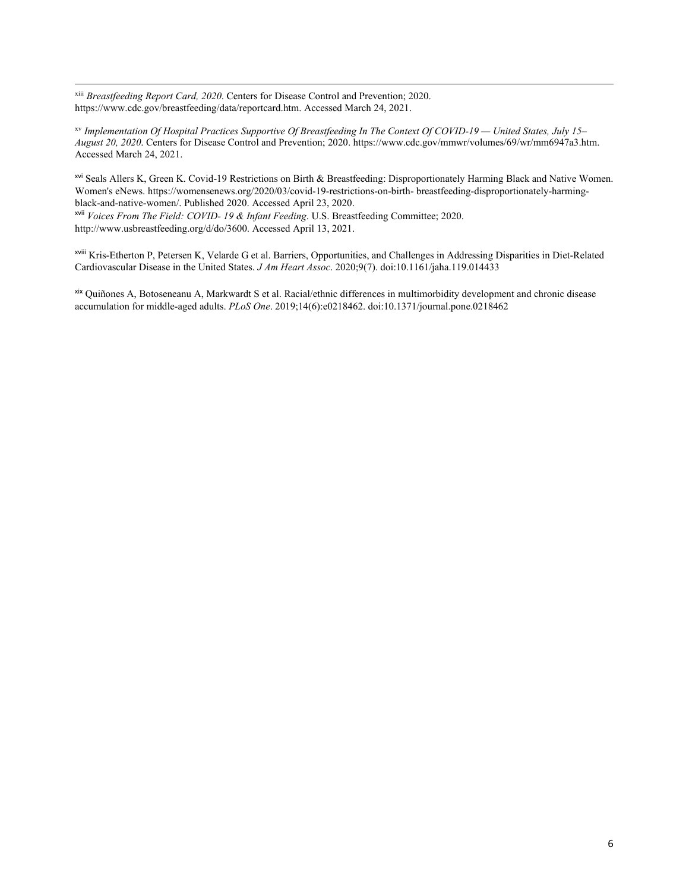[xiii] *Breastfeeding Report Card, 2020*. Centers for Disease Control and Prevention; 2020. https://www.cdc.gov/breastfeeding/data/reportcard.htm. Accessed March 24, 2021.

[xv] *Implementation Of Hospital Practices Supportive Of Breastfeeding In The Context Of COVID-19 — United States, July 15–August 20, 2020*. Centers for Disease Control and Prevention; 2020. https://www.cdc.gov/mmwr/volumes/69/wr/mm6947a3.htm. Accessed March 24, 2021.

[xvi] Seals Allers K, Green K. Covid-19 Restrictions on Birth & Breastfeeding: Disproportionately Harming Black and Native Women. Women's eNews. https://womensenews.org/2020/03/covid-19-restrictions-on-birth- breastfeeding-disproportionately-harming-black-and-native-women/. Published 2020. Accessed April 23, 2020.

[xvii] *Voices From The Field: COVID- 19 & Infant Feeding*. U.S. Breastfeeding Committee; 2020. http://www.usbreastfeeding.org/d/do/3600. Accessed April 13, 2021.

[xviii] Kris-Etherton P, Petersen K, Velarde G et al. Barriers, Opportunities, and Challenges in Addressing Disparities in Diet-Related Cardiovascular Disease in the United States. *J Am Heart Assoc*. 2020;9(7). doi:10.1161/jaha.119.014433

[xix] Quiñones A, Botoseneanu A, Markwardt S et al. Racial/ethnic differences in multimorbidity development and chronic disease accumulation for middle-aged adults. *PLoS One*. 2019;14(6):e0218462. doi:10.1371/journal.pone.0218462